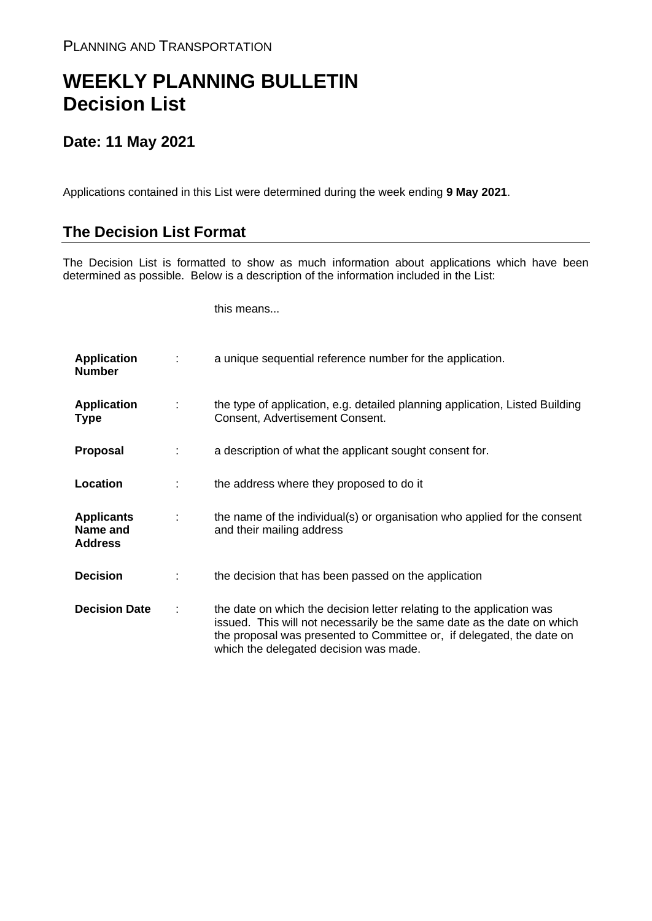PLANNING AND TRANSPORTATION

# WEEKLY PLANNING BULLETIN
# Decision List

## Date: 11 May 2021

Applications contained in this List were determined during the week ending **9 May 2021**.

## The Decision List Format

The Decision List is formatted to show as much information about applications which have been determined as possible. Below is a description of the information included in the List:

| | | this means... |
|---|---|---|
| **Application Number** | : | a unique sequential reference number for the application. |
| **Application Type** | : | the type of application, e.g. detailed planning application, Listed Building Consent, Advertisement Consent. |
| **Proposal** | : | a description of what the applicant sought consent for. |
| **Location** | : | the address where they proposed to do it |
| **Applicants Name and Address** | : | the name of the individual(s) or organisation who applied for the consent and their mailing address |
| **Decision** | : | the decision that has been passed on the application |
| **Decision Date** | : | the date on which the decision letter relating to the application was issued. This will not necessarily be the same date as the date on which the proposal was presented to Committee or, if delegated, the date on which the delegated decision was made. |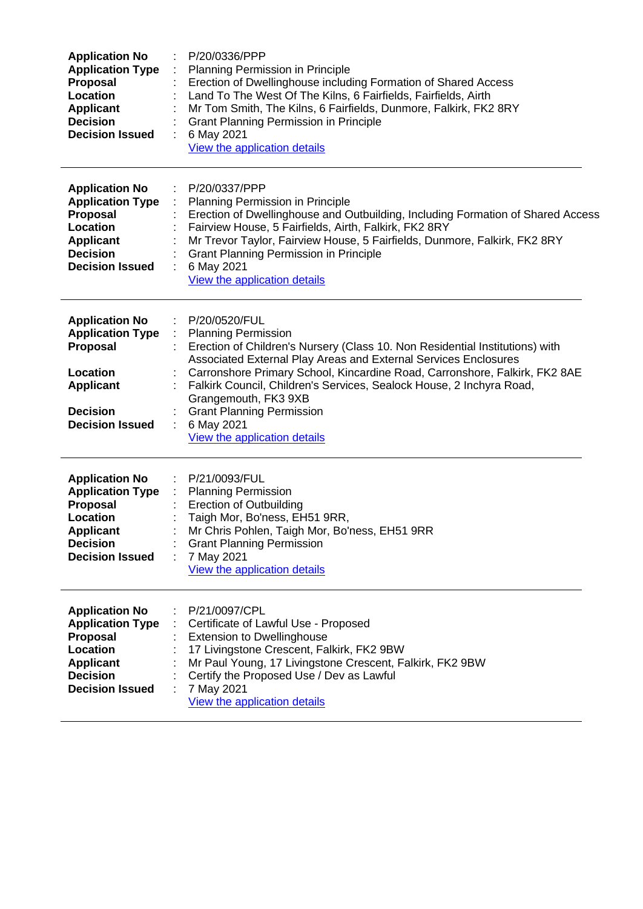**Application No** : P/20/0336/PPP
**Application Type** : Planning Permission in Principle
**Proposal** : Erection of Dwellinghouse including Formation of Shared Access
**Location** : Land To The West Of The Kilns, 6 Fairfields, Fairfields, Airth
**Applicant** : Mr Tom Smith, The Kilns, 6 Fairfields, Dunmore, Falkirk, FK2 8RY
**Decision** : Grant Planning Permission in Principle
**Decision Issued** : 6 May 2021
View the application details

---

**Application No** : P/20/0337/PPP
**Application Type** : Planning Permission in Principle
**Proposal** : Erection of Dwellinghouse and Outbuilding, Including Formation of Shared Access
**Location** : Fairview House, 5 Fairfields, Airth, Falkirk, FK2 8RY
**Applicant** : Mr Trevor Taylor, Fairview House, 5 Fairfields, Dunmore, Falkirk, FK2 8RY
**Decision** : Grant Planning Permission in Principle
**Decision Issued** : 6 May 2021
View the application details

---

**Application No** : P/20/0520/FUL
**Application Type** : Planning Permission
**Proposal** : Erection of Children's Nursery (Class 10. Non Residential Institutions) with Associated External Play Areas and External Services Enclosures
**Location** : Carronshore Primary School, Kincardine Road, Carronshore, Falkirk, FK2 8AE
**Applicant** : Falkirk Council, Children's Services, Sealock House, 2 Inchyra Road, Grangemouth, FK3 9XB
**Decision** : Grant Planning Permission
**Decision Issued** : 6 May 2021
View the application details

---

**Application No** : P/21/0093/FUL
**Application Type** : Planning Permission
**Proposal** : Erection of Outbuilding
**Location** : Taigh Mor, Bo'ness, EH51 9RR,
**Applicant** : Mr Chris Pohlen, Taigh Mor, Bo'ness, EH51 9RR
**Decision** : Grant Planning Permission
**Decision Issued** : 7 May 2021
View the application details

---

**Application No** : P/21/0097/CPL
**Application Type** : Certificate of Lawful Use - Proposed
**Proposal** : Extension to Dwellinghouse
**Location** : 17 Livingstone Crescent, Falkirk, FK2 9BW
**Applicant** : Mr Paul Young, 17 Livingstone Crescent, Falkirk, FK2 9BW
**Decision** : Certify the Proposed Use / Dev as Lawful
**Decision Issued** : 7 May 2021
View the application details

---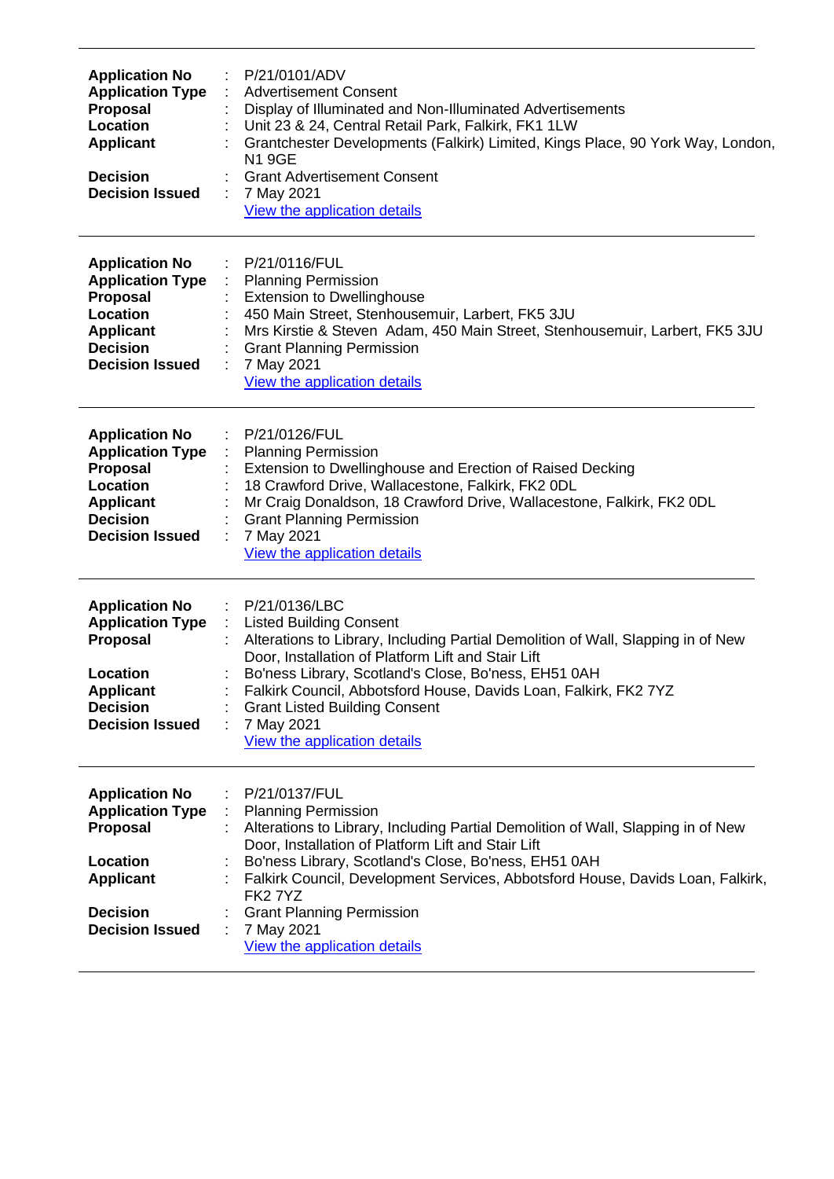---

**Application No** : P/21/0101/ADV
**Application Type** : Advertisement Consent
**Proposal** : Display of Illuminated and Non-Illuminated Advertisements
**Location** : Unit 23 & 24, Central Retail Park, Falkirk, FK1 1LW
**Applicant** : Grantchester Developments (Falkirk) Limited, Kings Place, 90 York Way, London, N1 9GE
**Decision** : Grant Advertisement Consent
**Decision Issued** : 7 May 2021
View the application details

---

**Application No** : P/21/0116/FUL
**Application Type** : Planning Permission
**Proposal** : Extension to Dwellinghouse
**Location** : 450 Main Street, Stenhousemuir, Larbert, FK5 3JU
**Applicant** : Mrs Kirstie & Steven Adam, 450 Main Street, Stenhousemuir, Larbert, FK5 3JU
**Decision** : Grant Planning Permission
**Decision Issued** : 7 May 2021
View the application details

---

**Application No** : P/21/0126/FUL
**Application Type** : Planning Permission
**Proposal** : Extension to Dwellinghouse and Erection of Raised Decking
**Location** : 18 Crawford Drive, Wallacestone, Falkirk, FK2 0DL
**Applicant** : Mr Craig Donaldson, 18 Crawford Drive, Wallacestone, Falkirk, FK2 0DL
**Decision** : Grant Planning Permission
**Decision Issued** : 7 May 2021
View the application details

---

**Application No** : P/21/0136/LBC
**Application Type** : Listed Building Consent
**Proposal** : Alterations to Library, Including Partial Demolition of Wall, Slapping in of New Door, Installation of Platform Lift and Stair Lift
**Location** : Bo'ness Library, Scotland's Close, Bo'ness, EH51 0AH
**Applicant** : Falkirk Council, Abbotsford House, Davids Loan, Falkirk, FK2 7YZ
**Decision** : Grant Listed Building Consent
**Decision Issued** : 7 May 2021
View the application details

---

**Application No** : P/21/0137/FUL
**Application Type** : Planning Permission
**Proposal** : Alterations to Library, Including Partial Demolition of Wall, Slapping in of New Door, Installation of Platform Lift and Stair Lift
**Location** : Bo'ness Library, Scotland's Close, Bo'ness, EH51 0AH
**Applicant** : Falkirk Council, Development Services, Abbotsford House, Davids Loan, Falkirk, FK2 7YZ
**Decision** : Grant Planning Permission
**Decision Issued** : 7 May 2021
View the application details

---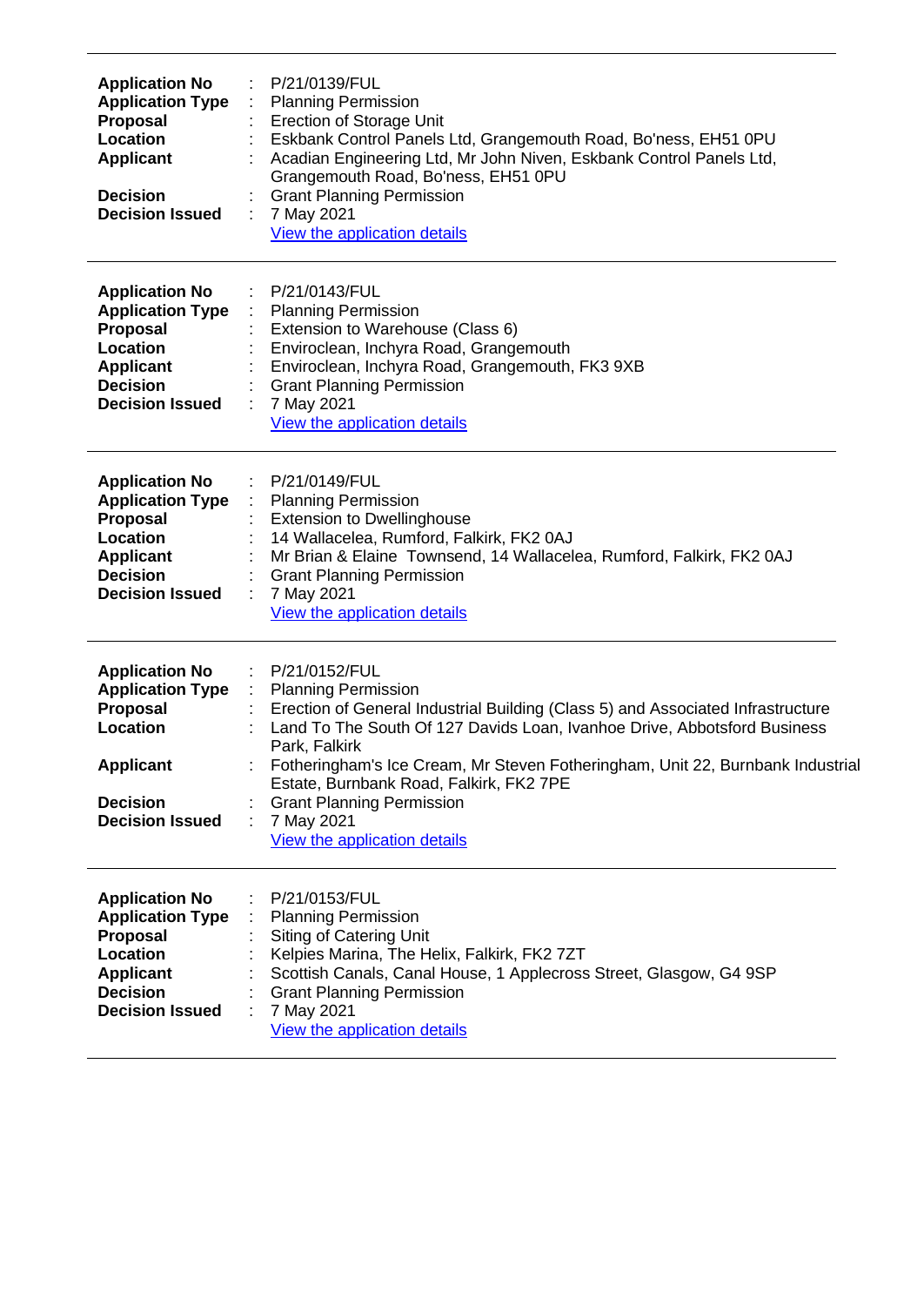---

| | | |
|---|---|---|
| **Application No** | : | P/21/0139/FUL |
| **Application Type** | : | Planning Permission |
| **Proposal** | : | Erection of Storage Unit |
| **Location** | : | Eskbank Control Panels Ltd, Grangemouth Road, Bo'ness, EH51 0PU |
| **Applicant** | : | Acadian Engineering Ltd, Mr John Niven, Eskbank Control Panels Ltd, Grangemouth Road, Bo'ness, EH51 0PU |
| **Decision** | : | Grant Planning Permission |
| **Decision Issued** | : | 7 May 2021 |
| | | View the application details |

---

| | | |
|---|---|---|
| **Application No** | : | P/21/0143/FUL |
| **Application Type** | : | Planning Permission |
| **Proposal** | : | Extension to Warehouse (Class 6) |
| **Location** | : | Enviroclean, Inchyra Road, Grangemouth |
| **Applicant** | : | Enviroclean, Inchyra Road, Grangemouth, FK3 9XB |
| **Decision** | : | Grant Planning Permission |
| **Decision Issued** | : | 7 May 2021 |
| | | View the application details |

---

| | | |
|---|---|---|
| **Application No** | : | P/21/0149/FUL |
| **Application Type** | : | Planning Permission |
| **Proposal** | : | Extension to Dwellinghouse |
| **Location** | : | 14 Wallacelea, Rumford, Falkirk, FK2 0AJ |
| **Applicant** | : | Mr Brian & Elaine Townsend, 14 Wallacelea, Rumford, Falkirk, FK2 0AJ |
| **Decision** | : | Grant Planning Permission |
| **Decision Issued** | : | 7 May 2021 |
| | | View the application details |

---

| | | |
|---|---|---|
| **Application No** | : | P/21/0152/FUL |
| **Application Type** | : | Planning Permission |
| **Proposal** | : | Erection of General Industrial Building (Class 5) and Associated Infrastructure |
| **Location** | : | Land To The South Of 127 Davids Loan, Ivanhoe Drive, Abbotsford Business Park, Falkirk |
| **Applicant** | : | Fotheringham's Ice Cream, Mr Steven Fotheringham, Unit 22, Burnbank Industrial Estate, Burnbank Road, Falkirk, FK2 7PE |
| **Decision** | : | Grant Planning Permission |
| **Decision Issued** | : | 7 May 2021 |
| | | View the application details |

---

| | | |
|---|---|---|
| **Application No** | : | P/21/0153/FUL |
| **Application Type** | : | Planning Permission |
| **Proposal** | : | Siting of Catering Unit |
| **Location** | : | Kelpies Marina, The Helix, Falkirk, FK2 7ZT |
| **Applicant** | : | Scottish Canals, Canal House, 1 Applecross Street, Glasgow, G4 9SP |
| **Decision** | : | Grant Planning Permission |
| **Decision Issued** | : | 7 May 2021 |
| | | View the application details |

---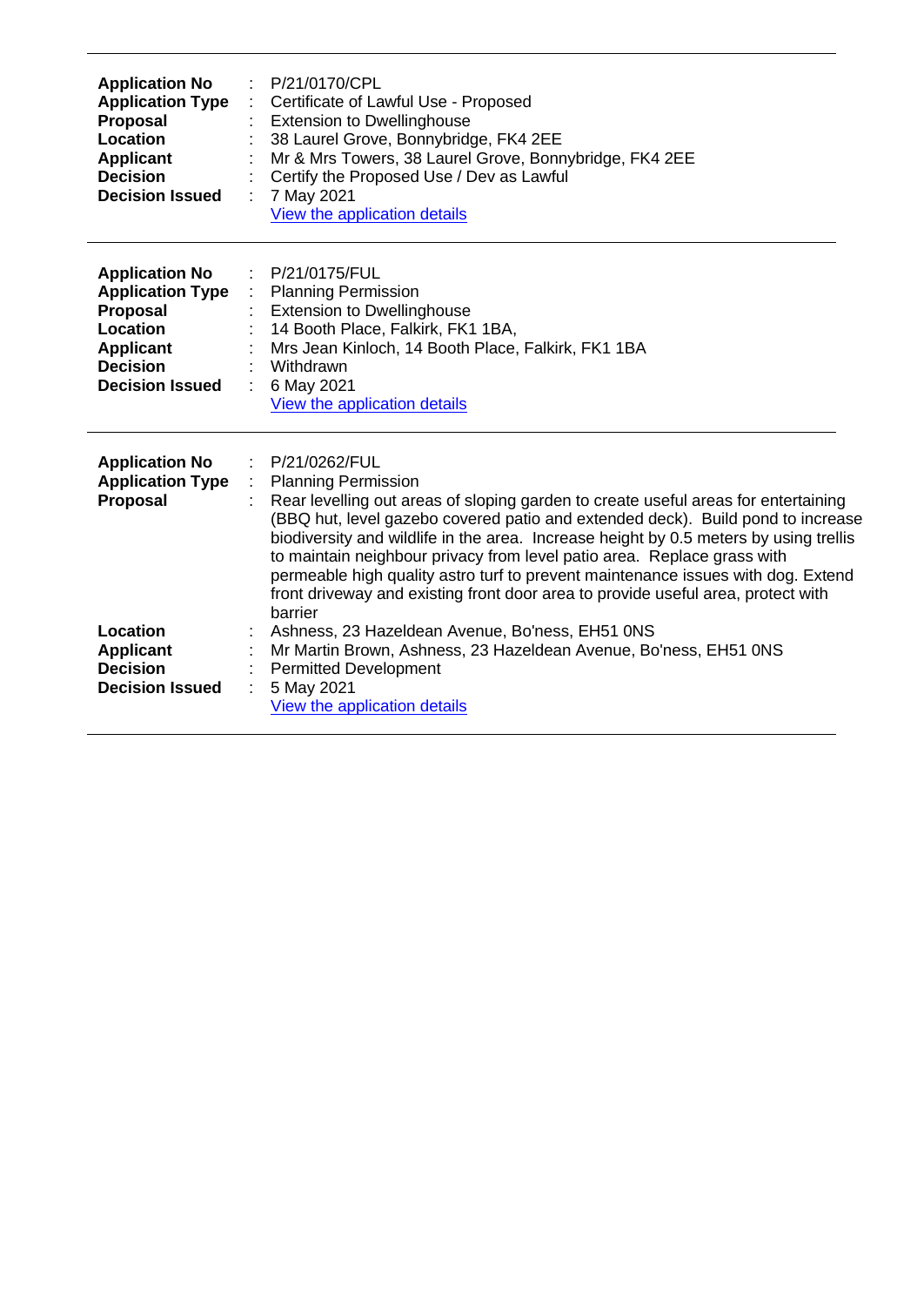---

**Application No** : P/21/0170/CPL
**Application Type** : Certificate of Lawful Use - Proposed
**Proposal** : Extension to Dwellinghouse
**Location** : 38 Laurel Grove, Bonnybridge, FK4 2EE
**Applicant** : Mr & Mrs Towers, 38 Laurel Grove, Bonnybridge, FK4 2EE
**Decision** : Certify the Proposed Use / Dev as Lawful
**Decision Issued** : 7 May 2021
View the application details

---

**Application No** : P/21/0175/FUL
**Application Type** : Planning Permission
**Proposal** : Extension to Dwellinghouse
**Location** : 14 Booth Place, Falkirk, FK1 1BA,
**Applicant** : Mrs Jean Kinloch, 14 Booth Place, Falkirk, FK1 1BA
**Decision** : Withdrawn
**Decision Issued** : 6 May 2021
View the application details

---

**Application No** : P/21/0262/FUL
**Application Type** : Planning Permission
**Proposal** : Rear levelling out areas of sloping garden to create useful areas for entertaining (BBQ hut, level gazebo covered patio and extended deck). Build pond to increase biodiversity and wildlife in the area. Increase height by 0.5 meters by using trellis to maintain neighbour privacy from level patio area. Replace grass with permeable high quality astro turf to prevent maintenance issues with dog. Extend front driveway and existing front door area to provide useful area, protect with barrier
**Location** : Ashness, 23 Hazeldean Avenue, Bo'ness, EH51 0NS
**Applicant** : Mr Martin Brown, Ashness, 23 Hazeldean Avenue, Bo'ness, EH51 0NS
**Decision** : Permitted Development
**Decision Issued** : 5 May 2021
View the application details

---